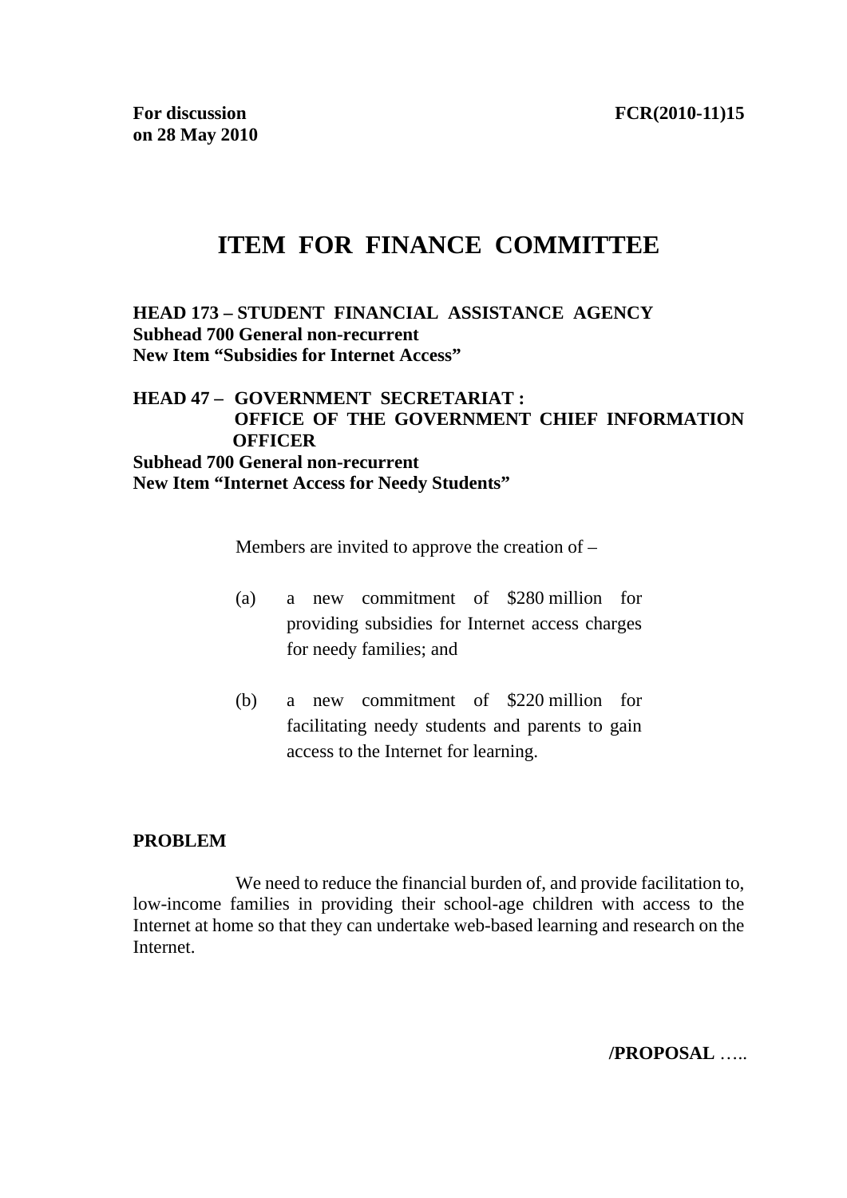**For discussion on 28 May 2010**

**FCR(2010-11)15**

# ITEM FOR FINANCE COMMITTEE

**HEAD 173 – STUDENT FINANCIAL ASSISTANCE AGENCY**
**Subhead 700 General non-recurrent**
**New Item "Subsidies for Internet Access"**

**HEAD 47 – GOVERNMENT SECRETARIAT : OFFICE OF THE GOVERNMENT CHIEF INFORMATION OFFICER**
**Subhead 700 General non-recurrent**
**New Item "Internet Access for Needy Students"**

Members are invited to approve the creation of –

(a) a new commitment of $280 million for providing subsidies for Internet access charges for needy families; and

(b) a new commitment of $220 million for facilitating needy students and parents to gain access to the Internet for learning.

**PROBLEM**

We need to reduce the financial burden of, and provide facilitation to, low-income families in providing their school-age children with access to the Internet at home so that they can undertake web-based learning and research on the Internet.

**/PROPOSAL** …..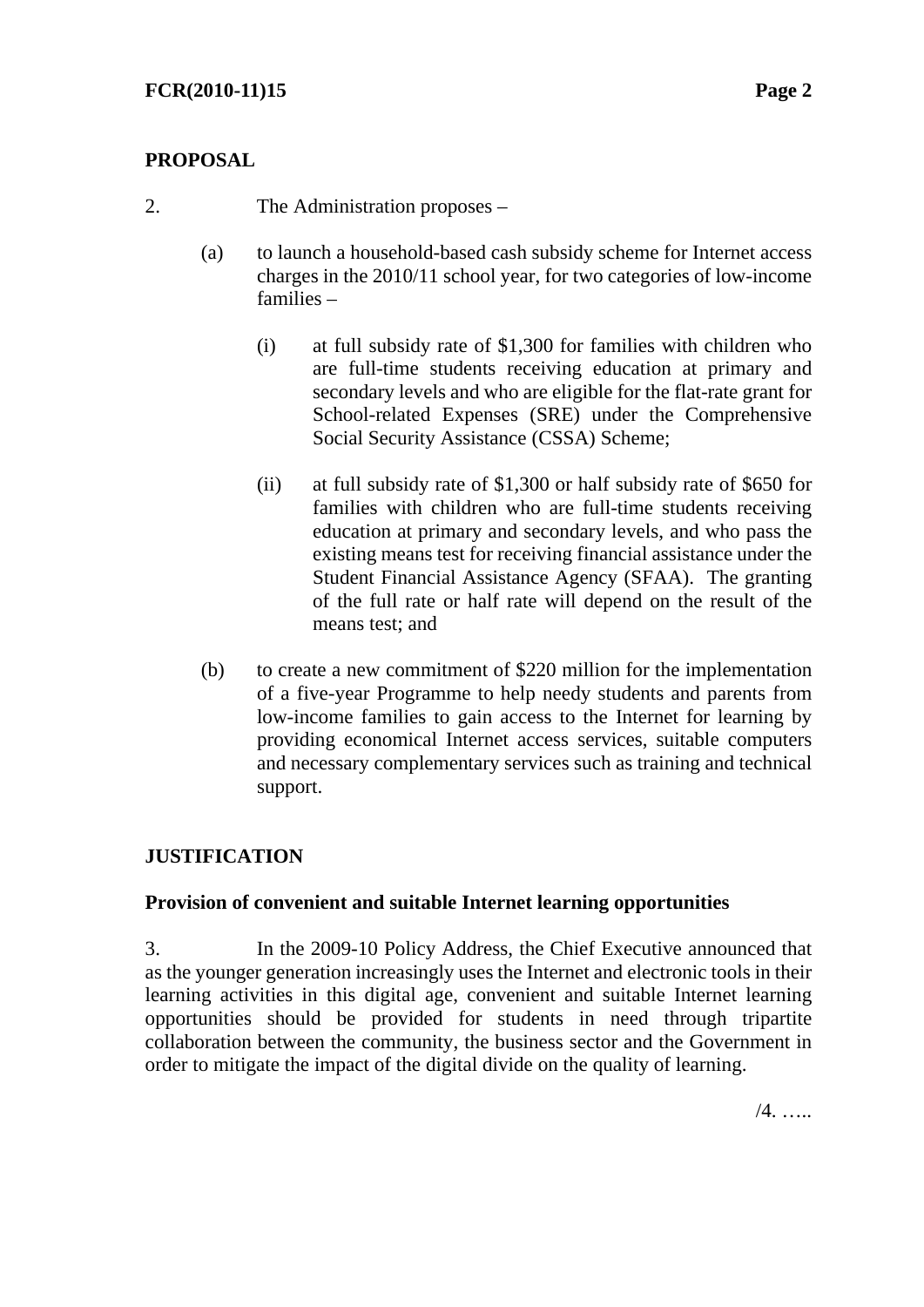## PROPOSAL

2. The Administration proposes –

(a) to launch a household-based cash subsidy scheme for Internet access charges in the 2010/11 school year, for two categories of low-income families –

(i) at full subsidy rate of $1,300 for families with children who are full-time students receiving education at primary and secondary levels and who are eligible for the flat-rate grant for School-related Expenses (SRE) under the Comprehensive Social Security Assistance (CSSA) Scheme;

(ii) at full subsidy rate of $1,300 or half subsidy rate of $650 for families with children who are full-time students receiving education at primary and secondary levels, and who pass the existing means test for receiving financial assistance under the Student Financial Assistance Agency (SFAA). The granting of the full rate or half rate will depend on the result of the means test; and

(b) to create a new commitment of $220 million for the implementation of a five-year Programme to help needy students and parents from low-income families to gain access to the Internet for learning by providing economical Internet access services, suitable computers and necessary complementary services such as training and technical support.

## JUSTIFICATION

### Provision of convenient and suitable Internet learning opportunities

3. In the 2009-10 Policy Address, the Chief Executive announced that as the younger generation increasingly uses the Internet and electronic tools in their learning activities in this digital age, convenient and suitable Internet learning opportunities should be provided for students in need through tripartite collaboration between the community, the business sector and the Government in order to mitigate the impact of the digital divide on the quality of learning.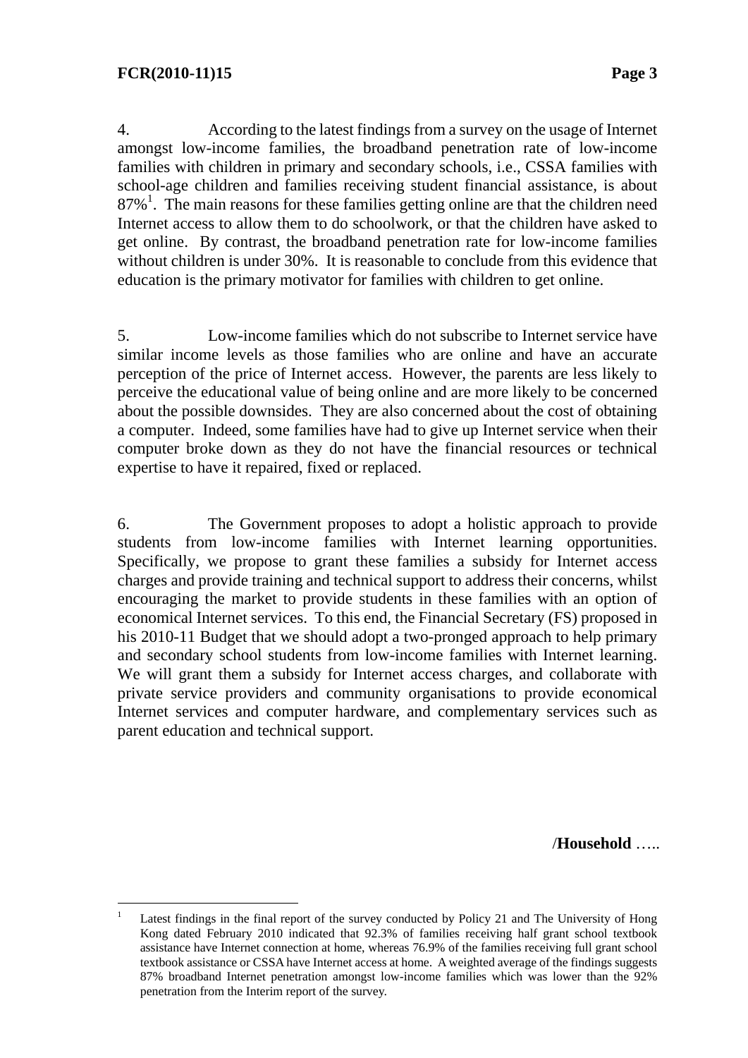4. According to the latest findings from a survey on the usage of Internet amongst low-income families, the broadband penetration rate of low-income families with children in primary and secondary schools, i.e., CSSA families with school-age children and families receiving student financial assistance, is about 87%[1]. The main reasons for these families getting online are that the children need Internet access to allow them to do schoolwork, or that the children have asked to get online. By contrast, the broadband penetration rate for low-income families without children is under 30%. It is reasonable to conclude from this evidence that education is the primary motivator for families with children to get online.

5. Low-income families which do not subscribe to Internet service have similar income levels as those families who are online and have an accurate perception of the price of Internet access. However, the parents are less likely to perceive the educational value of being online and are more likely to be concerned about the possible downsides. They are also concerned about the cost of obtaining a computer. Indeed, some families have had to give up Internet service when their computer broke down as they do not have the financial resources or technical expertise to have it repaired, fixed or replaced.

6. The Government proposes to adopt a holistic approach to provide students from low-income families with Internet learning opportunities. Specifically, we propose to grant these families a subsidy for Internet access charges and provide training and technical support to address their concerns, whilst encouraging the market to provide students in these families with an option of economical Internet services. To this end, the Financial Secretary (FS) proposed in his 2010-11 Budget that we should adopt a two-pronged approach to help primary and secondary school students from low-income families with Internet learning. We will grant them a subsidy for Internet access charges, and collaborate with private service providers and community organisations to provide economical Internet services and computer hardware, and complementary services such as parent education and technical support.

/**Household** …..

---

[1] Latest findings in the final report of the survey conducted by Policy 21 and The University of Hong Kong dated February 2010 indicated that 92.3% of families receiving half grant school textbook assistance have Internet connection at home, whereas 76.9% of the families receiving full grant school textbook assistance or CSSA have Internet access at home. A weighted average of the findings suggests 87% broadband Internet penetration amongst low-income families which was lower than the 92% penetration from the Interim report of the survey.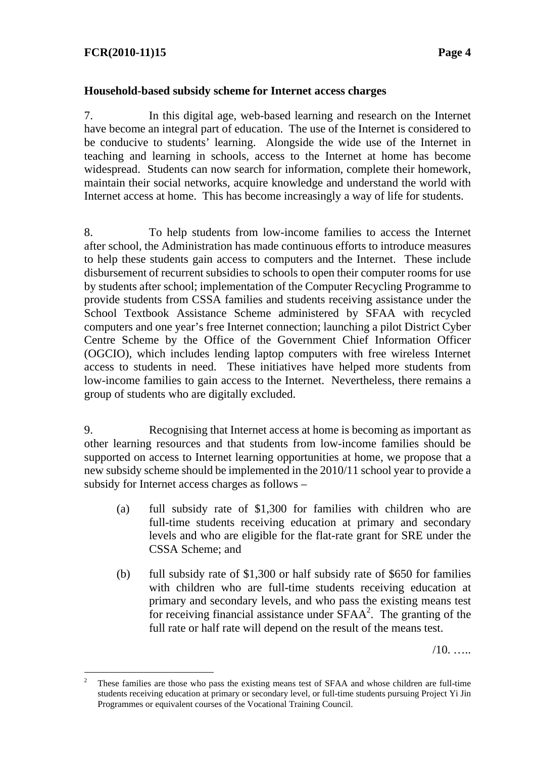**Household-based subsidy scheme for Internet access charges**

7. In this digital age, web-based learning and research on the Internet have become an integral part of education. The use of the Internet is considered to be conducive to students' learning. Alongside the wide use of the Internet in teaching and learning in schools, access to the Internet at home has become widespread. Students can now search for information, complete their homework, maintain their social networks, acquire knowledge and understand the world with Internet access at home. This has become increasingly a way of life for students.

8. To help students from low-income families to access the Internet after school, the Administration has made continuous efforts to introduce measures to help these students gain access to computers and the Internet. These include disbursement of recurrent subsidies to schools to open their computer rooms for use by students after school; implementation of the Computer Recycling Programme to provide students from CSSA families and students receiving assistance under the School Textbook Assistance Scheme administered by SFAA with recycled computers and one year's free Internet connection; launching a pilot District Cyber Centre Scheme by the Office of the Government Chief Information Officer (OGCIO), which includes lending laptop computers with free wireless Internet access to students in need. These initiatives have helped more students from low-income families to gain access to the Internet. Nevertheless, there remains a group of students who are digitally excluded.

9. Recognising that Internet access at home is becoming as important as other learning resources and that students from low-income families should be supported on access to Internet learning opportunities at home, we propose that a new subsidy scheme should be implemented in the 2010/11 school year to provide a subsidy for Internet access charges as follows –

(a) full subsidy rate of $1,300 for families with children who are full-time students receiving education at primary and secondary levels and who are eligible for the flat-rate grant for SRE under the CSSA Scheme; and

(b) full subsidy rate of $1,300 or half subsidy rate of $650 for families with children who are full-time students receiving education at primary and secondary levels, and who pass the existing means test for receiving financial assistance under SFAA[2]. The granting of the full rate or half rate will depend on the result of the means test.

/10. …..

[2] These families are those who pass the existing means test of SFAA and whose children are full-time students receiving education at primary or secondary level, or full-time students pursuing Project Yi Jin Programmes or equivalent courses of the Vocational Training Council.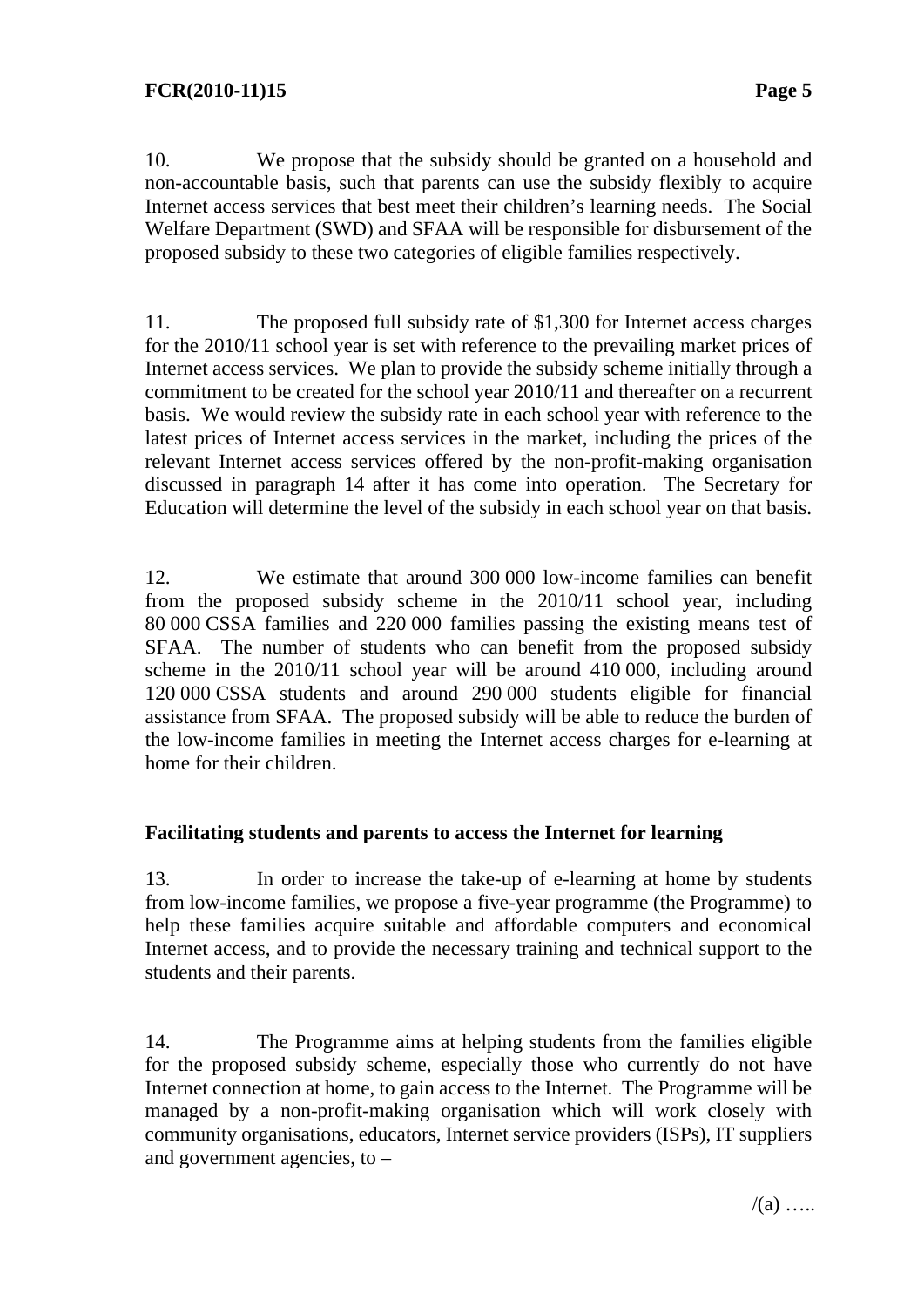10. We propose that the subsidy should be granted on a household and non-accountable basis, such that parents can use the subsidy flexibly to acquire Internet access services that best meet their children's learning needs. The Social Welfare Department (SWD) and SFAA will be responsible for disbursement of the proposed subsidy to these two categories of eligible families respectively.

11. The proposed full subsidy rate of $1,300 for Internet access charges for the 2010/11 school year is set with reference to the prevailing market prices of Internet access services. We plan to provide the subsidy scheme initially through a commitment to be created for the school year 2010/11 and thereafter on a recurrent basis. We would review the subsidy rate in each school year with reference to the latest prices of Internet access services in the market, including the prices of the relevant Internet access services offered by the non-profit-making organisation discussed in paragraph 14 after it has come into operation. The Secretary for Education will determine the level of the subsidy in each school year on that basis.

12. We estimate that around 300 000 low-income families can benefit from the proposed subsidy scheme in the 2010/11 school year, including 80 000 CSSA families and 220 000 families passing the existing means test of SFAA. The number of students who can benefit from the proposed subsidy scheme in the 2010/11 school year will be around 410 000, including around 120 000 CSSA students and around 290 000 students eligible for financial assistance from SFAA. The proposed subsidy will be able to reduce the burden of the low-income families in meeting the Internet access charges for e-learning at home for their children.

**Facilitating students and parents to access the Internet for learning**

13. In order to increase the take-up of e-learning at home by students from low-income families, we propose a five-year programme (the Programme) to help these families acquire suitable and affordable computers and economical Internet access, and to provide the necessary training and technical support to the students and their parents.

14. The Programme aims at helping students from the families eligible for the proposed subsidy scheme, especially those who currently do not have Internet connection at home, to gain access to the Internet. The Programme will be managed by a non-profit-making organisation which will work closely with community organisations, educators, Internet service providers (ISPs), IT suppliers and government agencies, to –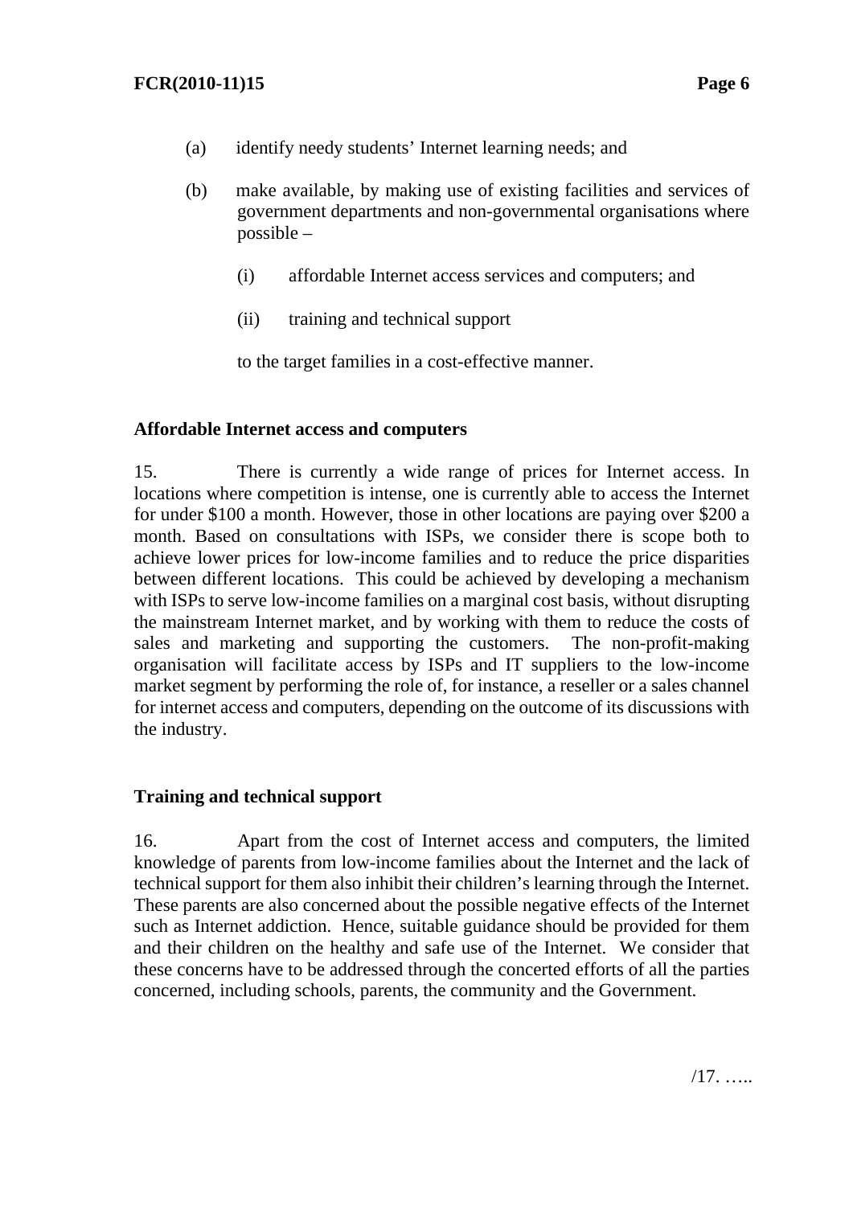(a) identify needy students' Internet learning needs; and

(b) make available, by making use of existing facilities and services of government departments and non-governmental organisations where possible –

 (i) affordable Internet access services and computers; and

 (ii) training and technical support

 to the target families in a cost-effective manner.

**Affordable Internet access and computers**

15. There is currently a wide range of prices for Internet access. In locations where competition is intense, one is currently able to access the Internet for under $100 a month. However, those in other locations are paying over $200 a month. Based on consultations with ISPs, we consider there is scope both to achieve lower prices for low-income families and to reduce the price disparities between different locations. This could be achieved by developing a mechanism with ISPs to serve low-income families on a marginal cost basis, without disrupting the mainstream Internet market, and by working with them to reduce the costs of sales and marketing and supporting the customers. The non-profit-making organisation will facilitate access by ISPs and IT suppliers to the low-income market segment by performing the role of, for instance, a reseller or a sales channel for internet access and computers, depending on the outcome of its discussions with the industry.

**Training and technical support**

16. Apart from the cost of Internet access and computers, the limited knowledge of parents from low-income families about the Internet and the lack of technical support for them also inhibit their children's learning through the Internet. These parents are also concerned about the possible negative effects of the Internet such as Internet addiction. Hence, suitable guidance should be provided for them and their children on the healthy and safe use of the Internet. We consider that these concerns have to be addressed through the concerted efforts of all the parties concerned, including schools, parents, the community and the Government.

/17. …..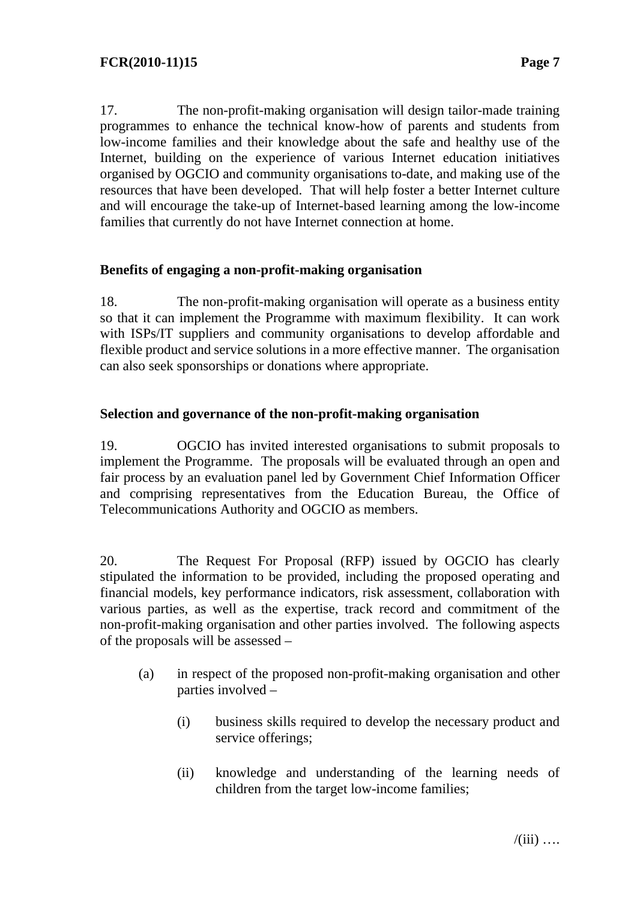17. The non-profit-making organisation will design tailor-made training programmes to enhance the technical know-how of parents and students from low-income families and their knowledge about the safe and healthy use of the Internet, building on the experience of various Internet education initiatives organised by OGCIO and community organisations to-date, and making use of the resources that have been developed. That will help foster a better Internet culture and will encourage the take-up of Internet-based learning among the low-income families that currently do not have Internet connection at home.

**Benefits of engaging a non-profit-making organisation**

18. The non-profit-making organisation will operate as a business entity so that it can implement the Programme with maximum flexibility. It can work with ISPs/IT suppliers and community organisations to develop affordable and flexible product and service solutions in a more effective manner. The organisation can also seek sponsorships or donations where appropriate.

**Selection and governance of the non-profit-making organisation**

19. OGCIO has invited interested organisations to submit proposals to implement the Programme. The proposals will be evaluated through an open and fair process by an evaluation panel led by Government Chief Information Officer and comprising representatives from the Education Bureau, the Office of Telecommunications Authority and OGCIO as members.

20. The Request For Proposal (RFP) issued by OGCIO has clearly stipulated the information to be provided, including the proposed operating and financial models, key performance indicators, risk assessment, collaboration with various parties, as well as the expertise, track record and commitment of the non-profit-making organisation and other parties involved. The following aspects of the proposals will be assessed –

(a) in respect of the proposed non-profit-making organisation and other parties involved –

 (i) business skills required to develop the necessary product and service offerings;

 (ii) knowledge and understanding of the learning needs of children from the target low-income families;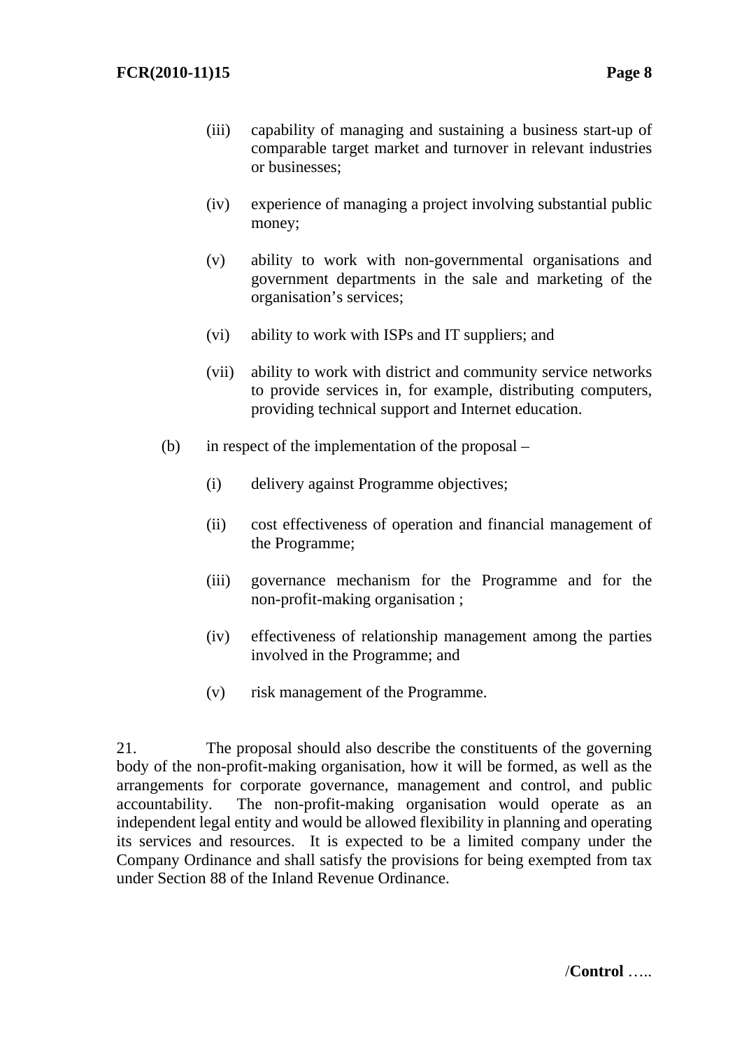(iii) capability of managing and sustaining a business start-up of comparable target market and turnover in relevant industries or businesses;

(iv) experience of managing a project involving substantial public money;

(v) ability to work with non-governmental organisations and government departments in the sale and marketing of the organisation's services;

(vi) ability to work with ISPs and IT suppliers; and

(vii) ability to work with district and community service networks to provide services in, for example, distributing computers, providing technical support and Internet education.

(b) in respect of the implementation of the proposal –

(i) delivery against Programme objectives;

(ii) cost effectiveness of operation and financial management of the Programme;

(iii) governance mechanism for the Programme and for the non-profit-making organisation ;

(iv) effectiveness of relationship management among the parties involved in the Programme; and

(v) risk management of the Programme.

21. The proposal should also describe the constituents of the governing body of the non-profit-making organisation, how it will be formed, as well as the arrangements for corporate governance, management and control, and public accountability. The non-profit-making organisation would operate as an independent legal entity and would be allowed flexibility in planning and operating its services and resources. It is expected to be a limited company under the Company Ordinance and shall satisfy the provisions for being exempted from tax under Section 88 of the Inland Revenue Ordinance.

/**Control** …..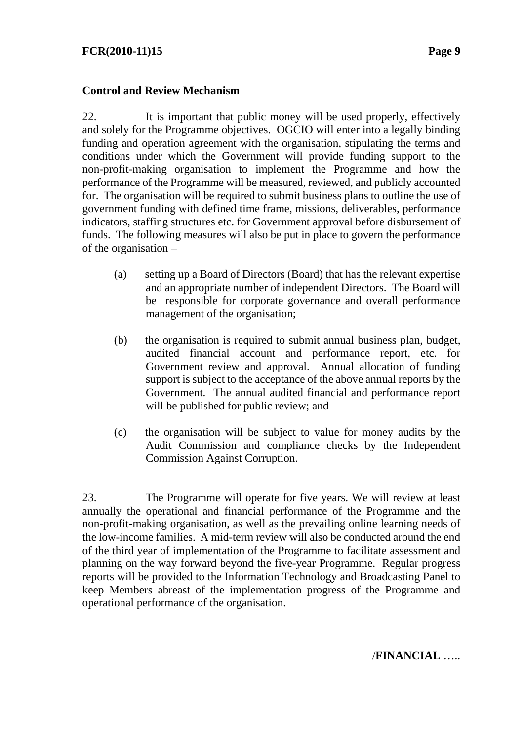**Control and Review Mechanism**

22. It is important that public money will be used properly, effectively and solely for the Programme objectives. OGCIO will enter into a legally binding funding and operation agreement with the organisation, stipulating the terms and conditions under which the Government will provide funding support to the non-profit-making organisation to implement the Programme and how the performance of the Programme will be measured, reviewed, and publicly accounted for. The organisation will be required to submit business plans to outline the use of government funding with defined time frame, missions, deliverables, performance indicators, staffing structures etc. for Government approval before disbursement of funds. The following measures will also be put in place to govern the performance of the organisation –

(a) setting up a Board of Directors (Board) that has the relevant expertise and an appropriate number of independent Directors. The Board will be responsible for corporate governance and overall performance management of the organisation;

(b) the organisation is required to submit annual business plan, budget, audited financial account and performance report, etc. for Government review and approval. Annual allocation of funding support is subject to the acceptance of the above annual reports by the Government. The annual audited financial and performance report will be published for public review; and

(c) the organisation will be subject to value for money audits by the Audit Commission and compliance checks by the Independent Commission Against Corruption.

23. The Programme will operate for five years. We will review at least annually the operational and financial performance of the Programme and the non-profit-making organisation, as well as the prevailing online learning needs of the low-income families. A mid-term review will also be conducted around the end of the third year of implementation of the Programme to facilitate assessment and planning on the way forward beyond the five-year Programme. Regular progress reports will be provided to the Information Technology and Broadcasting Panel to keep Members abreast of the implementation progress of the Programme and operational performance of the organisation.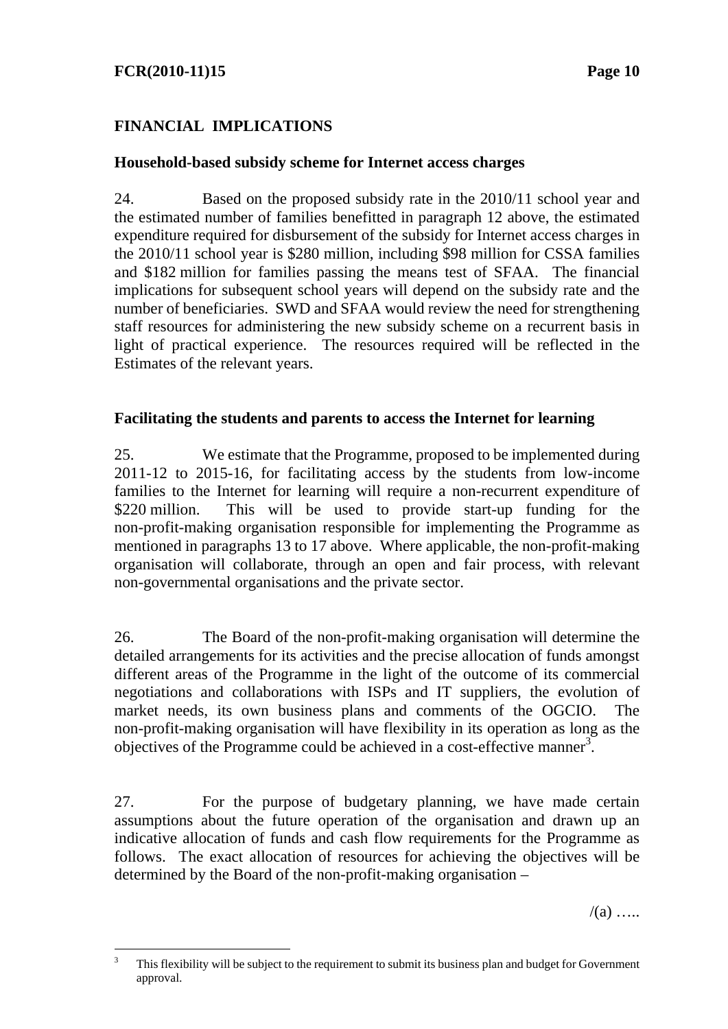## FINANCIAL IMPLICATIONS

### Household-based subsidy scheme for Internet access charges

24. Based on the proposed subsidy rate in the 2010/11 school year and the estimated number of families benefitted in paragraph 12 above, the estimated expenditure required for disbursement of the subsidy for Internet access charges in the 2010/11 school year is $280 million, including $98 million for CSSA families and $182 million for families passing the means test of SFAA. The financial implications for subsequent school years will depend on the subsidy rate and the number of beneficiaries. SWD and SFAA would review the need for strengthening staff resources for administering the new subsidy scheme on a recurrent basis in light of practical experience. The resources required will be reflected in the Estimates of the relevant years.

### Facilitating the students and parents to access the Internet for learning

25. We estimate that the Programme, proposed to be implemented during 2011-12 to 2015-16, for facilitating access by the students from low-income families to the Internet for learning will require a non-recurrent expenditure of $220 million. This will be used to provide start-up funding for the non-profit-making organisation responsible for implementing the Programme as mentioned in paragraphs 13 to 17 above. Where applicable, the non-profit-making organisation will collaborate, through an open and fair process, with relevant non-governmental organisations and the private sector.

26. The Board of the non-profit-making organisation will determine the detailed arrangements for its activities and the precise allocation of funds amongst different areas of the Programme in the light of the outcome of its commercial negotiations and collaborations with ISPs and IT suppliers, the evolution of market needs, its own business plans and comments of the OGCIO. The non-profit-making organisation will have flexibility in its operation as long as the objectives of the Programme could be achieved in a cost-effective manner[3].

27. For the purpose of budgetary planning, we have made certain assumptions about the future operation of the organisation and drawn up an indicative allocation of funds and cash flow requirements for the Programme as follows. The exact allocation of resources for achieving the objectives will be determined by the Board of the non-profit-making organisation –

/(a) …..

---

[3] This flexibility will be subject to the requirement to submit its business plan and budget for Government approval.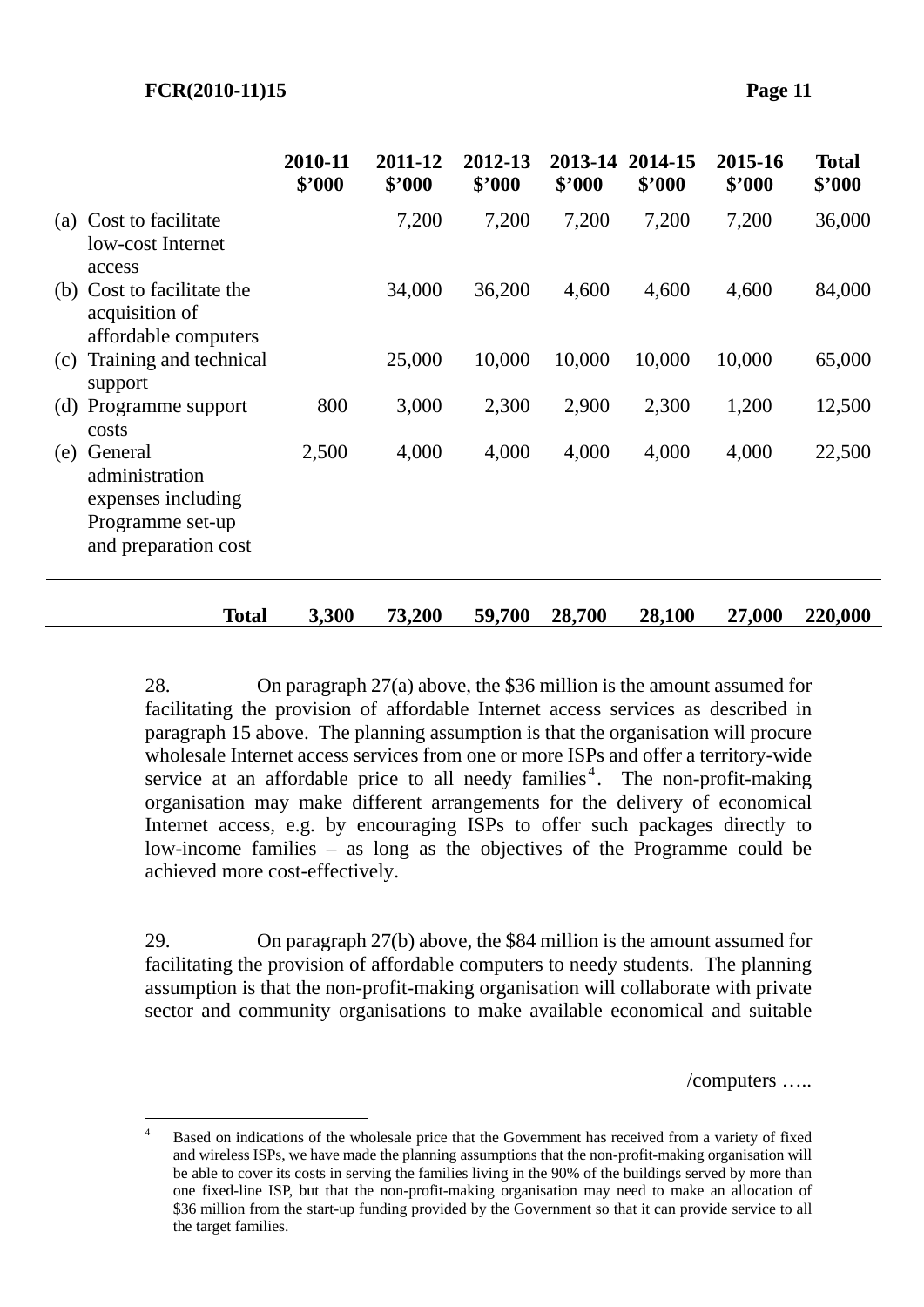| | 2010-11 $'000 | 2011-12 $'000 | 2012-13 $'000 | 2013-14 $'000 | 2014-15 $'000 | 2015-16 $'000 | Total $'000 |
|---|---|---|---|---|---|---|---|
| (a) Cost to facilitate low-cost Internet access | | 7,200 | 7,200 | 7,200 | 7,200 | 7,200 | 36,000 |
| (b) Cost to facilitate the acquisition of affordable computers | | 34,000 | 36,200 | 4,600 | 4,600 | 4,600 | 84,000 |
| (c) Training and technical support | | 25,000 | 10,000 | 10,000 | 10,000 | 10,000 | 65,000 |
| (d) Programme support costs | 800 | 3,000 | 2,300 | 2,900 | 2,300 | 1,200 | 12,500 |
| (e) General administration expenses including Programme set-up and preparation cost | 2,500 | 4,000 | 4,000 | 4,000 | 4,000 | 4,000 | 22,500 |
| **Total** | **3,300** | **73,200** | **59,700** | **28,700** | **28,100** | **27,000** | **220,000** |

28. On paragraph 27(a) above, the $36 million is the amount assumed for facilitating the provision of affordable Internet access services as described in paragraph 15 above. The planning assumption is that the organisation will procure wholesale Internet access services from one or more ISPs and offer a territory-wide service at an affordable price to all needy families[4]. The non-profit-making organisation may make different arrangements for the delivery of economical Internet access, e.g. by encouraging ISPs to offer such packages directly to low-income families – as long as the objectives of the Programme could be achieved more cost-effectively.

29. On paragraph 27(b) above, the $84 million is the amount assumed for facilitating the provision of affordable computers to needy students. The planning assumption is that the non-profit-making organisation will collaborate with private sector and community organisations to make available economical and suitable

/computers …..

---

[4] Based on indications of the wholesale price that the Government has received from a variety of fixed and wireless ISPs, we have made the planning assumptions that the non-profit-making organisation will be able to cover its costs in serving the families living in the 90% of the buildings served by more than one fixed-line ISP, but that the non-profit-making organisation may need to make an allocation of $36 million from the start-up funding provided by the Government so that it can provide service to all the target families.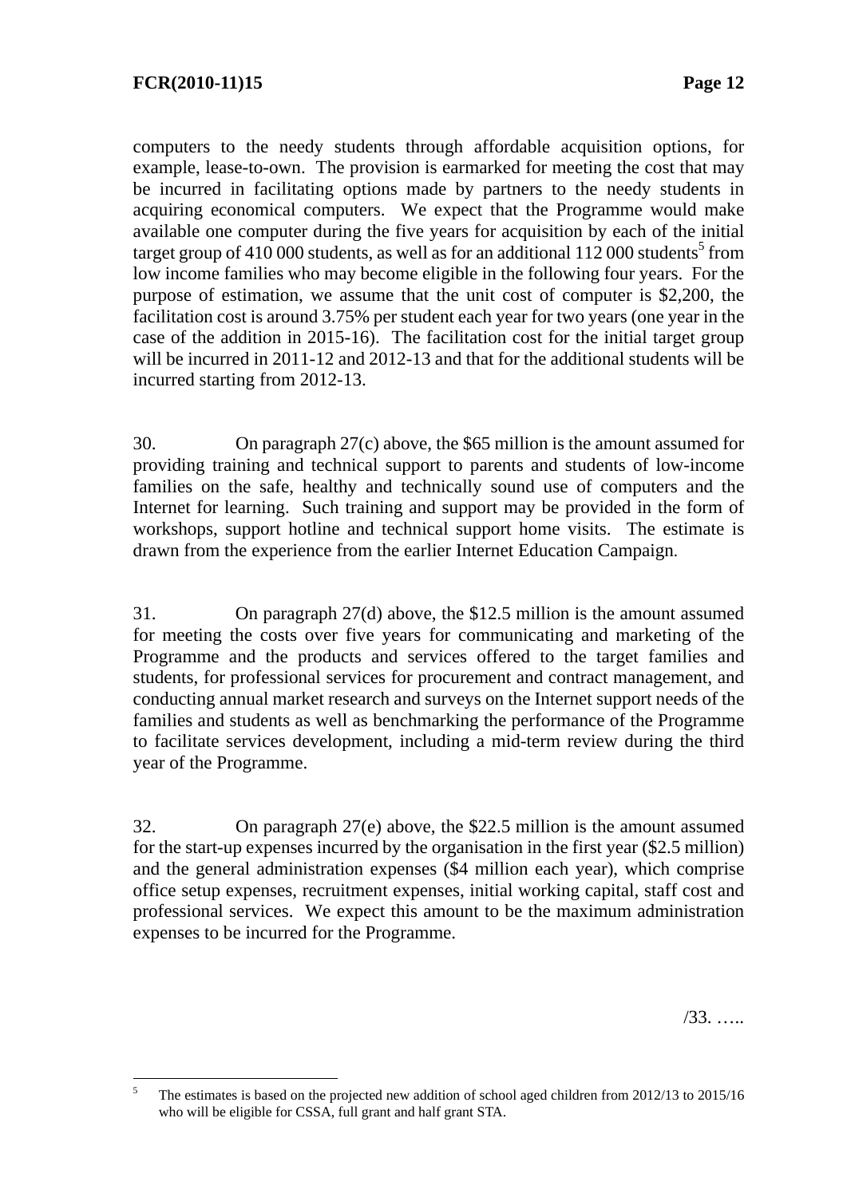computers to the needy students through affordable acquisition options, for example, lease-to-own. The provision is earmarked for meeting the cost that may be incurred in facilitating options made by partners to the needy students in acquiring economical computers. We expect that the Programme would make available one computer during the five years for acquisition by each of the initial target group of 410 000 students, as well as for an additional 112 000 students[5] from low income families who may become eligible in the following four years. For the purpose of estimation, we assume that the unit cost of computer is $2,200, the facilitation cost is around 3.75% per student each year for two years (one year in the case of the addition in 2015-16). The facilitation cost for the initial target group will be incurred in 2011-12 and 2012-13 and that for the additional students will be incurred starting from 2012-13.

30. On paragraph 27(c) above, the $65 million is the amount assumed for providing training and technical support to parents and students of low-income families on the safe, healthy and technically sound use of computers and the Internet for learning. Such training and support may be provided in the form of workshops, support hotline and technical support home visits. The estimate is drawn from the experience from the earlier Internet Education Campaign.

31. On paragraph 27(d) above, the $12.5 million is the amount assumed for meeting the costs over five years for communicating and marketing of the Programme and the products and services offered to the target families and students, for professional services for procurement and contract management, and conducting annual market research and surveys on the Internet support needs of the families and students as well as benchmarking the performance of the Programme to facilitate services development, including a mid-term review during the third year of the Programme.

32. On paragraph 27(e) above, the $22.5 million is the amount assumed for the start-up expenses incurred by the organisation in the first year ($2.5 million) and the general administration expenses ($4 million each year), which comprise office setup expenses, recruitment expenses, initial working capital, staff cost and professional services. We expect this amount to be the maximum administration expenses to be incurred for the Programme.

/33. …..

---

[5] The estimates is based on the projected new addition of school aged children from 2012/13 to 2015/16 who will be eligible for CSSA, full grant and half grant STA.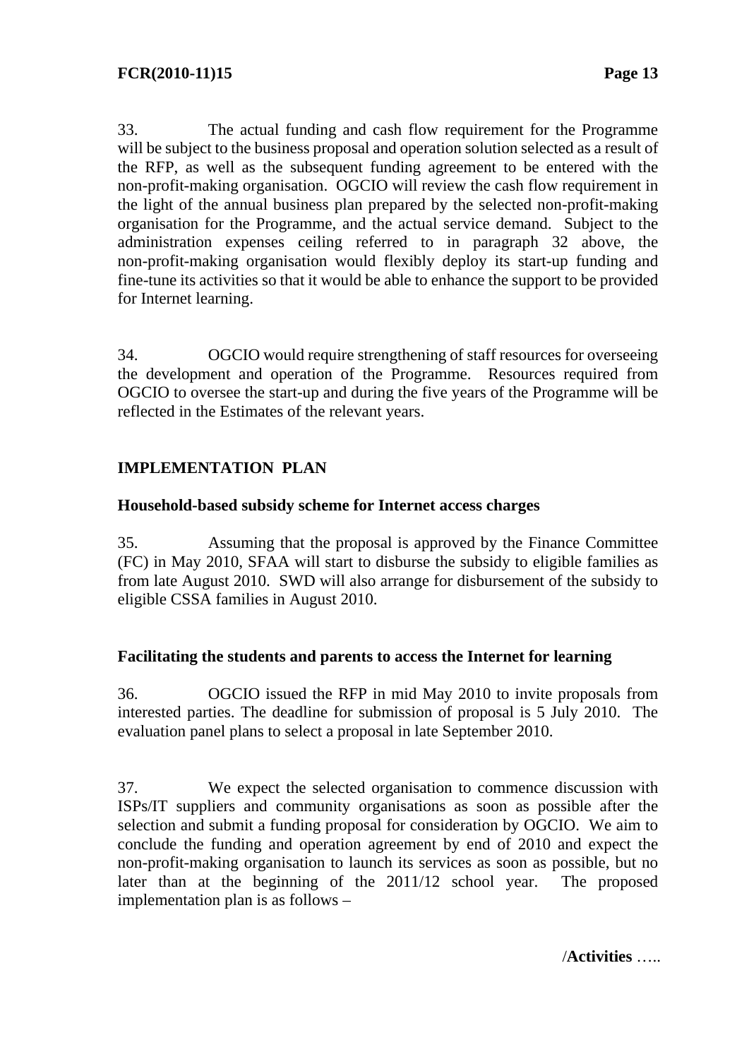33. The actual funding and cash flow requirement for the Programme will be subject to the business proposal and operation solution selected as a result of the RFP, as well as the subsequent funding agreement to be entered with the non-profit-making organisation. OGCIO will review the cash flow requirement in the light of the annual business plan prepared by the selected non-profit-making organisation for the Programme, and the actual service demand. Subject to the administration expenses ceiling referred to in paragraph 32 above, the non-profit-making organisation would flexibly deploy its start-up funding and fine-tune its activities so that it would be able to enhance the support to be provided for Internet learning.

34. OGCIO would require strengthening of staff resources for overseeing the development and operation of the Programme. Resources required from OGCIO to oversee the start-up and during the five years of the Programme will be reflected in the Estimates of the relevant years.

## IMPLEMENTATION PLAN

### Household-based subsidy scheme for Internet access charges

35. Assuming that the proposal is approved by the Finance Committee (FC) in May 2010, SFAA will start to disburse the subsidy to eligible families as from late August 2010. SWD will also arrange for disbursement of the subsidy to eligible CSSA families in August 2010.

### Facilitating the students and parents to access the Internet for learning

36. OGCIO issued the RFP in mid May 2010 to invite proposals from interested parties. The deadline for submission of proposal is 5 July 2010. The evaluation panel plans to select a proposal in late September 2010.

37. We expect the selected organisation to commence discussion with ISPs/IT suppliers and community organisations as soon as possible after the selection and submit a funding proposal for consideration by OGCIO. We aim to conclude the funding and operation agreement by end of 2010 and expect the non-profit-making organisation to launch its services as soon as possible, but no later than at the beginning of the 2011/12 school year. The proposed implementation plan is as follows –

/**Activities** …..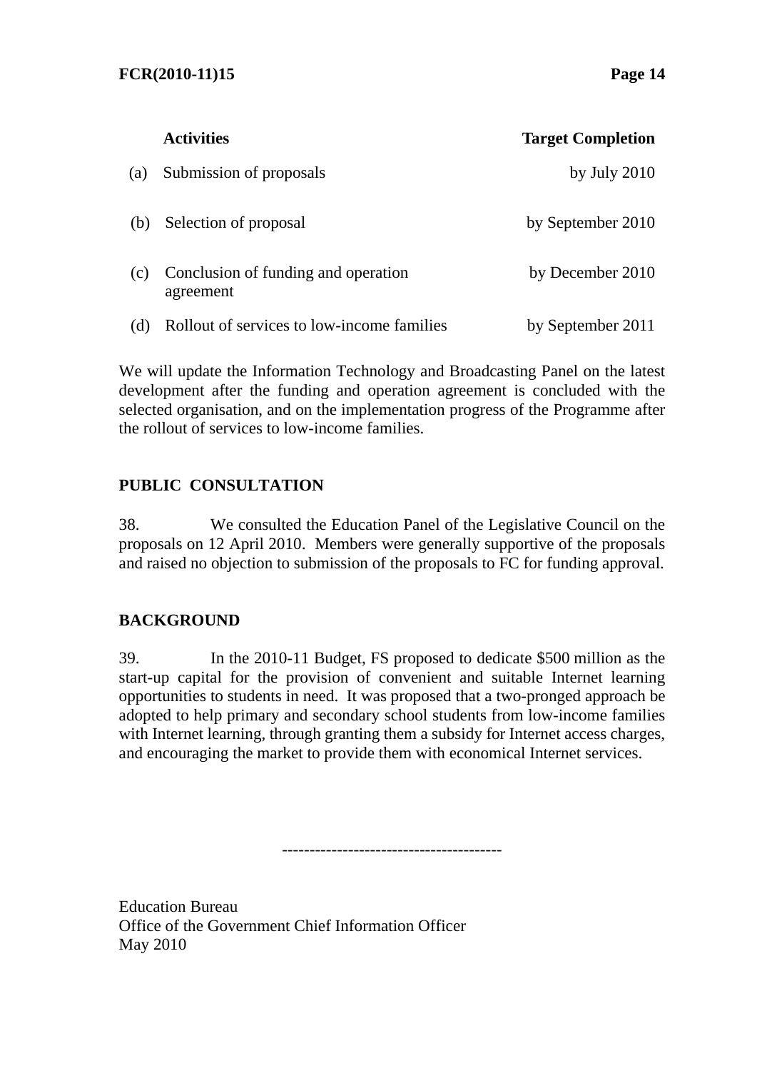| | Activities | Target Completion |
|---|---|---|
| (a) | Submission of proposals | by July 2010 |
| (b) | Selection of proposal | by September 2010 |
| (c) | Conclusion of funding and operation agreement | by December 2010 |
| (d) | Rollout of services to low-income families | by September 2011 |

We will update the Information Technology and Broadcasting Panel on the latest development after the funding and operation agreement is concluded with the selected organisation, and on the implementation progress of the Programme after the rollout of services to low-income families.

## PUBLIC CONSULTATION

38. We consulted the Education Panel of the Legislative Council on the proposals on 12 April 2010. Members were generally supportive of the proposals and raised no objection to submission of the proposals to FC for funding approval.

## BACKGROUND

39. In the 2010-11 Budget, FS proposed to dedicate \$500 million as the start-up capital for the provision of convenient and suitable Internet learning opportunities to students in need. It was proposed that a two-pronged approach be adopted to help primary and secondary school students from low-income families with Internet learning, through granting them a subsidy for Internet access charges, and encouraging the market to provide them with economical Internet services.

---------------------------------------

Education Bureau
Office of the Government Chief Information Officer
May 2010